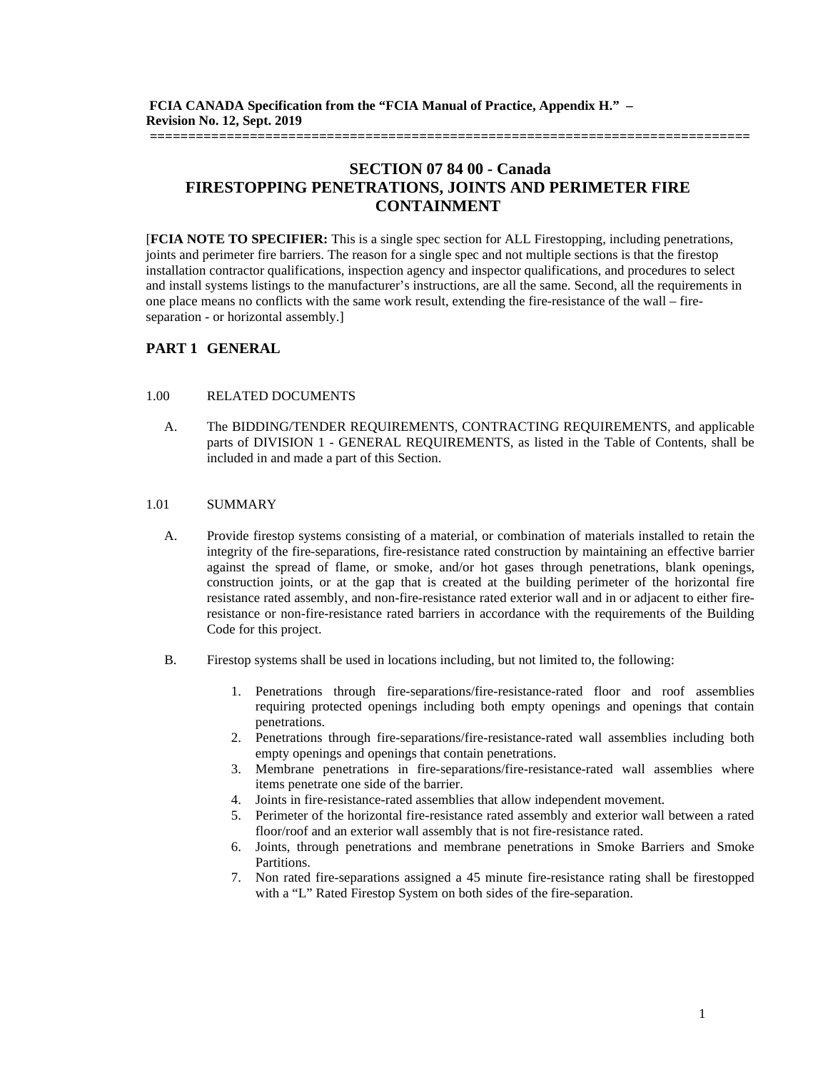**FCIA CANADA Specification from the "FCIA Manual of Practice, Appendix H." – Revision No. 12, Sept. 2019**

==============================================================================

# SECTION 07 84 00 - Canada
# FIRESTOPPING PENETRATIONS, JOINTS AND PERIMETER FIRE CONTAINMENT

[**FCIA NOTE TO SPECIFIER:** This is a single spec section for ALL Firestopping, including penetrations, joints and perimeter fire barriers. The reason for a single spec and not multiple sections is that the firestop installation contractor qualifications, inspection agency and inspector qualifications, and procedures to select and install systems listings to the manufacturer's instructions, are all the same. Second, all the requirements in one place means no conflicts with the same work result, extending the fire-resistance of the wall – fire-separation - or horizontal assembly.]

## PART 1 GENERAL

### 1.00 RELATED DOCUMENTS

A. The BIDDING/TENDER REQUIREMENTS, CONTRACTING REQUIREMENTS, and applicable parts of DIVISION 1 - GENERAL REQUIREMENTS, as listed in the Table of Contents, shall be included in and made a part of this Section.

### 1.01 SUMMARY

A. Provide firestop systems consisting of a material, or combination of materials installed to retain the integrity of the fire-separations, fire-resistance rated construction by maintaining an effective barrier against the spread of flame, or smoke, and/or hot gases through penetrations, blank openings, construction joints, or at the gap that is created at the building perimeter of the horizontal fire resistance rated assembly, and non-fire-resistance rated exterior wall and in or adjacent to either fire-resistance or non-fire-resistance rated barriers in accordance with the requirements of the Building Code for this project.

B. Firestop systems shall be used in locations including, but not limited to, the following:

1. Penetrations through fire-separations/fire-resistance-rated floor and roof assemblies requiring protected openings including both empty openings and openings that contain penetrations.
2. Penetrations through fire-separations/fire-resistance-rated wall assemblies including both empty openings and openings that contain penetrations.
3. Membrane penetrations in fire-separations/fire-resistance-rated wall assemblies where items penetrate one side of the barrier.
4. Joints in fire-resistance-rated assemblies that allow independent movement.
5. Perimeter of the horizontal fire-resistance rated assembly and exterior wall between a rated floor/roof and an exterior wall assembly that is not fire-resistance rated.
6. Joints, through penetrations and membrane penetrations in Smoke Barriers and Smoke Partitions.
7. Non rated fire-separations assigned a 45 minute fire-resistance rating shall be firestopped with a "L" Rated Firestop System on both sides of the fire-separation.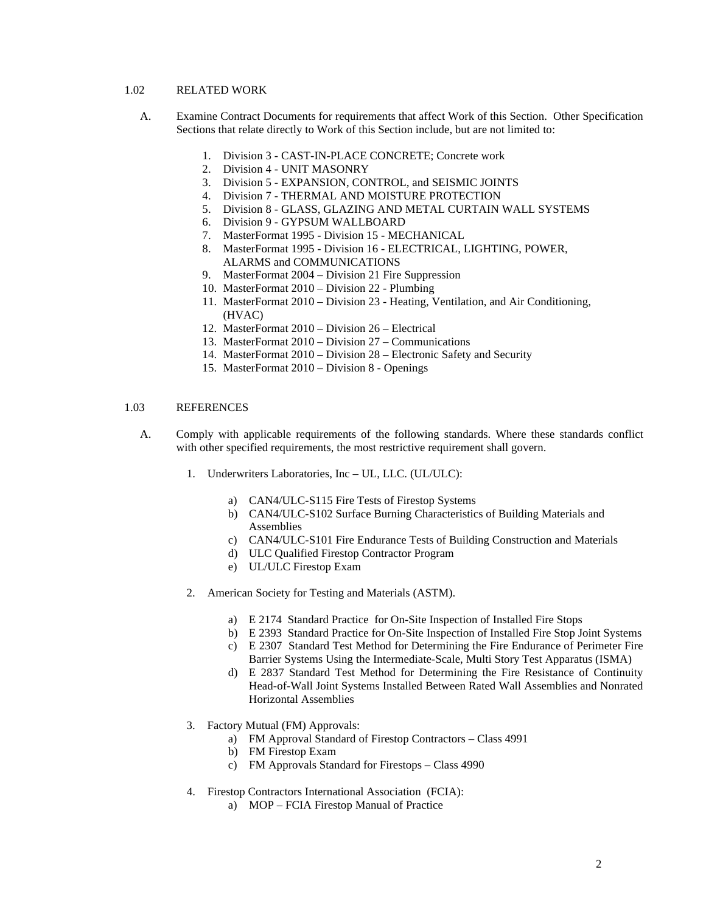## 1.02 RELATED WORK

A. Examine Contract Documents for requirements that affect Work of this Section. Other Specification Sections that relate directly to Work of this Section include, but are not limited to:

1. Division 3 - CAST-IN-PLACE CONCRETE; Concrete work
2. Division 4 - UNIT MASONRY
3. Division 5 - EXPANSION, CONTROL, and SEISMIC JOINTS
4. Division 7 - THERMAL AND MOISTURE PROTECTION
5. Division 8 - GLASS, GLAZING AND METAL CURTAIN WALL SYSTEMS
6. Division 9 - GYPSUM WALLBOARD
7. MasterFormat 1995 - Division 15 - MECHANICAL
8. MasterFormat 1995 - Division 16 - ELECTRICAL, LIGHTING, POWER, ALARMS and COMMUNICATIONS
9. MasterFormat 2004 – Division 21 Fire Suppression
10. MasterFormat 2010 – Division 22 - Plumbing
11. MasterFormat 2010 – Division 23 - Heating, Ventilation, and Air Conditioning, (HVAC)
12. MasterFormat 2010 – Division 26 – Electrical
13. MasterFormat 2010 – Division 27 – Communications
14. MasterFormat 2010 – Division 28 – Electronic Safety and Security
15. MasterFormat 2010 – Division 8 - Openings

## 1.03 REFERENCES

A. Comply with applicable requirements of the following standards. Where these standards conflict with other specified requirements, the most restrictive requirement shall govern.

1. Underwriters Laboratories, Inc – UL, LLC. (UL/ULC):

    a) CAN4/ULC-S115 Fire Tests of Firestop Systems
    b) CAN4/ULC-S102 Surface Burning Characteristics of Building Materials and Assemblies
    c) CAN4/ULC-S101 Fire Endurance Tests of Building Construction and Materials
    d) ULC Qualified Firestop Contractor Program
    e) UL/ULC Firestop Exam

2. American Society for Testing and Materials (ASTM).

    a) E 2174 Standard Practice for On-Site Inspection of Installed Fire Stops
    b) E 2393 Standard Practice for On-Site Inspection of Installed Fire Stop Joint Systems
    c) E 2307 Standard Test Method for Determining the Fire Endurance of Perimeter Fire Barrier Systems Using the Intermediate-Scale, Multi Story Test Apparatus (ISMA)
    d) E 2837 Standard Test Method for Determining the Fire Resistance of Continuity Head-of-Wall Joint Systems Installed Between Rated Wall Assemblies and Nonrated Horizontal Assemblies

3. Factory Mutual (FM) Approvals:
    a) FM Approval Standard of Firestop Contractors – Class 4991
    b) FM Firestop Exam
    c) FM Approvals Standard for Firestops – Class 4990

4. Firestop Contractors International Association (FCIA):
    a) MOP – FCIA Firestop Manual of Practice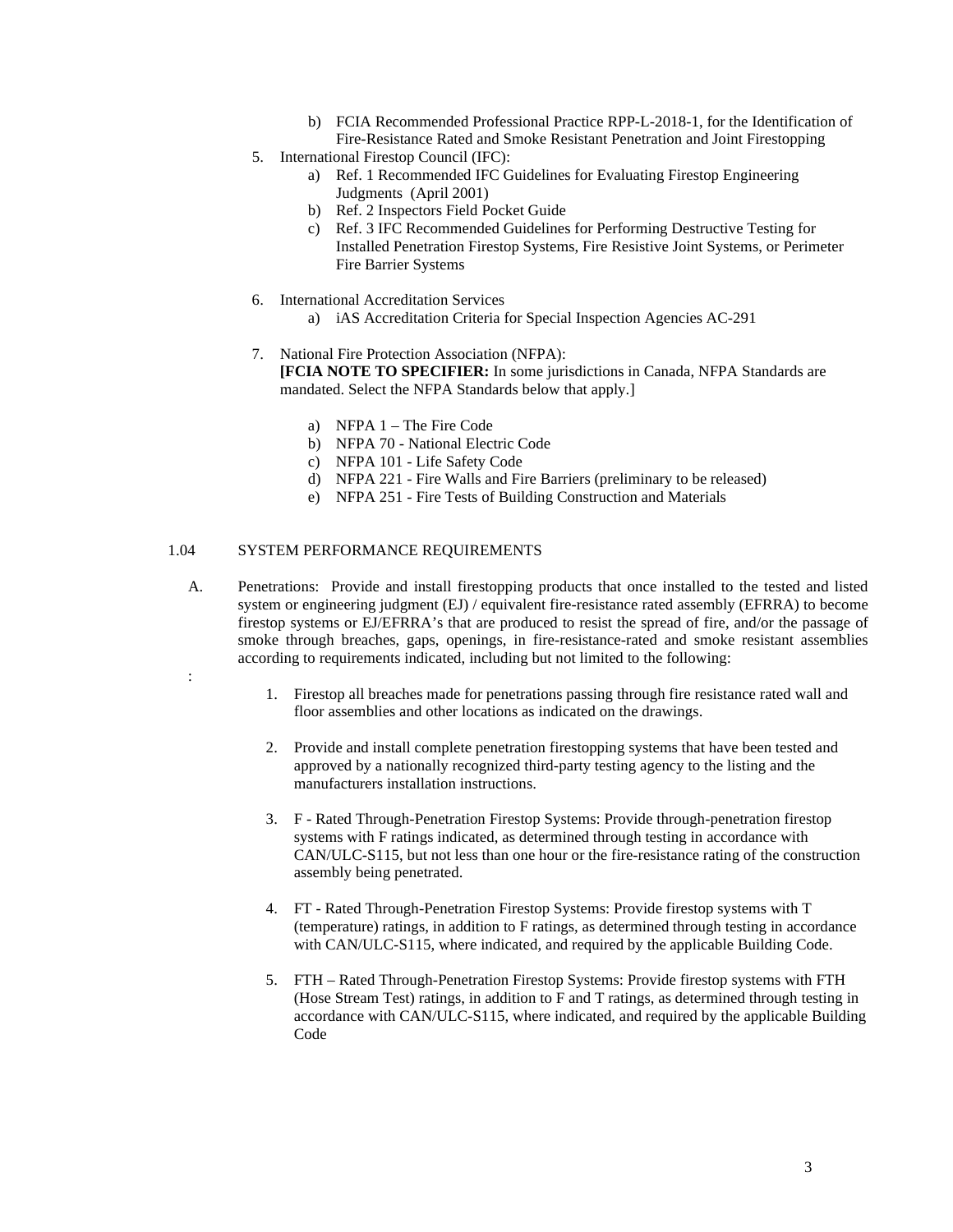b) FCIA Recommended Professional Practice RPP-L-2018-1, for the Identification of Fire-Resistance Rated and Smoke Resistant Penetration and Joint Firestopping

5. International Firestop Council (IFC):
   a) Ref. 1 Recommended IFC Guidelines for Evaluating Firestop Engineering Judgments (April 2001)
   b) Ref. 2 Inspectors Field Pocket Guide
   c) Ref. 3 IFC Recommended Guidelines for Performing Destructive Testing for Installed Penetration Firestop Systems, Fire Resistive Joint Systems, or Perimeter Fire Barrier Systems

6. International Accreditation Services
   a) iAS Accreditation Criteria for Special Inspection Agencies AC-291

7. National Fire Protection Association (NFPA):
   **[FCIA NOTE TO SPECIFIER:** In some jurisdictions in Canada, NFPA Standards are mandated. Select the NFPA Standards below that apply.]

   a) NFPA 1 – The Fire Code
   b) NFPA 70 - National Electric Code
   c) NFPA 101 - Life Safety Code
   d) NFPA 221 - Fire Walls and Fire Barriers (preliminary to be released)
   e) NFPA 251 - Fire Tests of Building Construction and Materials

## 1.04 SYSTEM PERFORMANCE REQUIREMENTS

A. Penetrations: Provide and install firestopping products that once installed to the tested and listed system or engineering judgment (EJ) / equivalent fire-resistance rated assembly (EFRRA) to become firestop systems or EJ/EFRRA's that are produced to resist the spread of fire, and/or the passage of smoke through breaches, gaps, openings, in fire-resistance-rated and smoke resistant assemblies according to requirements indicated, including but not limited to the following:

:

1. Firestop all breaches made for penetrations passing through fire resistance rated wall and floor assemblies and other locations as indicated on the drawings.

2. Provide and install complete penetration firestopping systems that have been tested and approved by a nationally recognized third-party testing agency to the listing and the manufacturers installation instructions.

3. F - Rated Through-Penetration Firestop Systems: Provide through-penetration firestop systems with F ratings indicated, as determined through testing in accordance with CAN/ULC-S115, but not less than one hour or the fire-resistance rating of the construction assembly being penetrated.

4. FT - Rated Through-Penetration Firestop Systems: Provide firestop systems with T (temperature) ratings, in addition to F ratings, as determined through testing in accordance with CAN/ULC-S115, where indicated, and required by the applicable Building Code.

5. FTH – Rated Through-Penetration Firestop Systems: Provide firestop systems with FTH (Hose Stream Test) ratings, in addition to F and T ratings, as determined through testing in accordance with CAN/ULC-S115, where indicated, and required by the applicable Building Code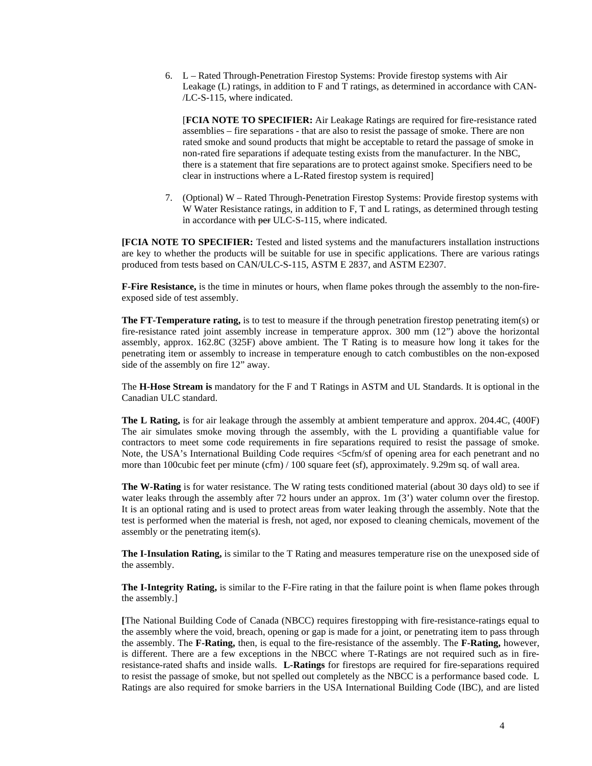6. L – Rated Through-Penetration Firestop Systems: Provide firestop systems with Air Leakage (L) ratings, in addition to F and T ratings, as determined in accordance with CAN-/LC-S-115, where indicated.

   [**FCIA NOTE TO SPECIFIER:** Air Leakage Ratings are required for fire-resistance rated assemblies – fire separations - that are also to resist the passage of smoke. There are non rated smoke and sound products that might be acceptable to retard the passage of smoke in non-rated fire separations if adequate testing exists from the manufacturer. In the NBC, there is a statement that fire separations are to protect against smoke. Specifiers need to be clear in instructions where a L-Rated firestop system is required]

7. (Optional) W – Rated Through-Penetration Firestop Systems: Provide firestop systems with W Water Resistance ratings, in addition to F, T and L ratings, as determined through testing in accordance with ~~per~~ ULC-S-115, where indicated.

**[FCIA NOTE TO SPECIFIER:** Tested and listed systems and the manufacturers installation instructions are key to whether the products will be suitable for use in specific applications. There are various ratings produced from tests based on CAN/ULC-S-115, ASTM E 2837, and ASTM E2307.

**F-Fire Resistance,** is the time in minutes or hours, when flame pokes through the assembly to the non-fire-exposed side of test assembly.

**The FT-Temperature rating,** is to test to measure if the through penetration firestop penetrating item(s) or fire-resistance rated joint assembly increase in temperature approx. 300 mm (12") above the horizontal assembly, approx. 162.8C (325F) above ambient. The T Rating is to measure how long it takes for the penetrating item or assembly to increase in temperature enough to catch combustibles on the non-exposed side of the assembly on fire 12" away.

The **H-Hose Stream is** mandatory for the F and T Ratings in ASTM and UL Standards. It is optional in the Canadian ULC standard.

**The L Rating,** is for air leakage through the assembly at ambient temperature and approx. 204.4C, (400F) The air simulates smoke moving through the assembly, with the L providing a quantifiable value for contractors to meet some code requirements in fire separations required to resist the passage of smoke. Note, the USA's International Building Code requires <5cfm/sf of opening area for each penetrant and no more than 100cubic feet per minute (cfm) / 100 square feet (sf), approximately. 9.29m sq. of wall area.

**The W-Rating** is for water resistance. The W rating tests conditioned material (about 30 days old) to see if water leaks through the assembly after 72 hours under an approx. 1m (3') water column over the firestop. It is an optional rating and is used to protect areas from water leaking through the assembly. Note that the test is performed when the material is fresh, not aged, nor exposed to cleaning chemicals, movement of the assembly or the penetrating item(s).

**The I-Insulation Rating,** is similar to the T Rating and measures temperature rise on the unexposed side of the assembly.

**The I-Integrity Rating,** is similar to the F-Fire rating in that the failure point is when flame pokes through the assembly.]

**[**The National Building Code of Canada (NBCC) requires firestopping with fire-resistance-ratings equal to the assembly where the void, breach, opening or gap is made for a joint, or penetrating item to pass through the assembly. The **F-Rating,** then, is equal to the fire-resistance of the assembly. The **F-Rating,** however, is different. There are a few exceptions in the NBCC where T-Ratings are not required such as in fire-resistance-rated shafts and inside walls. **L-Ratings** for firestops are required for fire-separations required to resist the passage of smoke, but not spelled out completely as the NBCC is a performance based code. L Ratings are also required for smoke barriers in the USA International Building Code (IBC), and are listed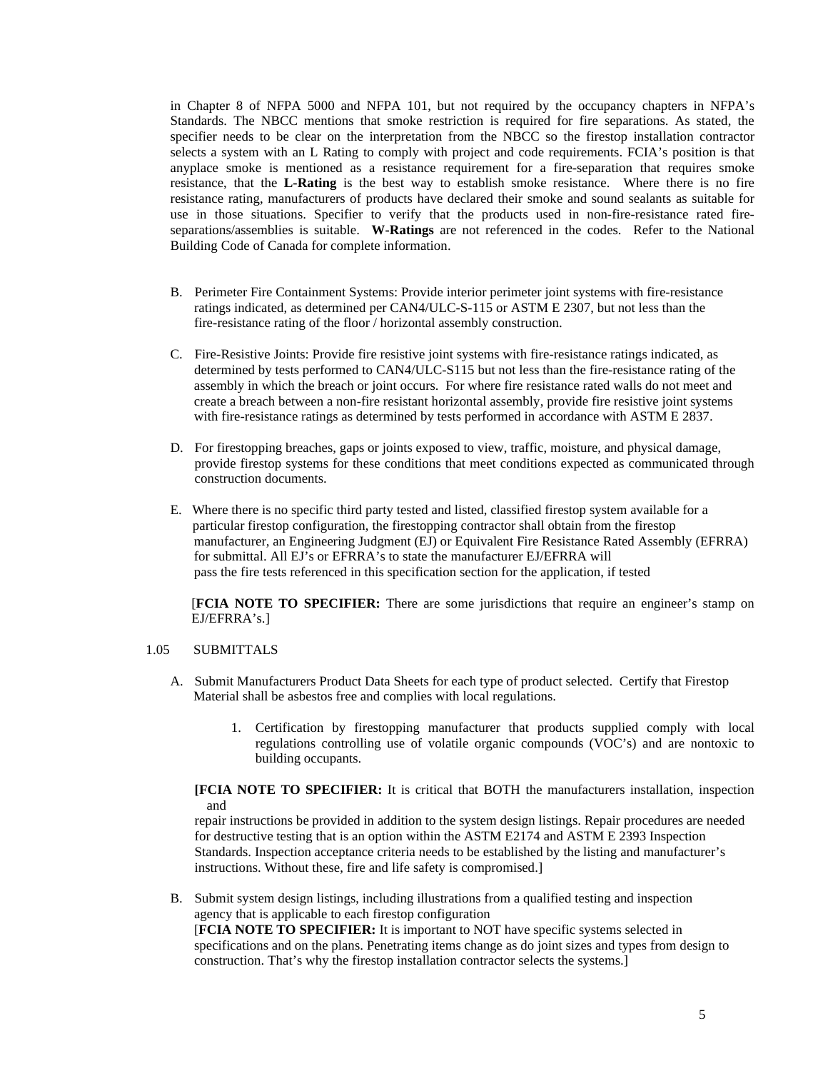in Chapter 8 of NFPA 5000 and NFPA 101, but not required by the occupancy chapters in NFPA's Standards. The NBCC mentions that smoke restriction is required for fire separations. As stated, the specifier needs to be clear on the interpretation from the NBCC so the firestop installation contractor selects a system with an L Rating to comply with project and code requirements. FCIA's position is that anyplace smoke is mentioned as a resistance requirement for a fire-separation that requires smoke resistance, that the **L-Rating** is the best way to establish smoke resistance. Where there is no fire resistance rating, manufacturers of products have declared their smoke and sound sealants as suitable for use in those situations. Specifier to verify that the products used in non-fire-resistance rated fire-separations/assemblies is suitable. **W-Ratings** are not referenced in the codes. Refer to the National Building Code of Canada for complete information.

B. Perimeter Fire Containment Systems: Provide interior perimeter joint systems with fire-resistance ratings indicated, as determined per CAN4/ULC-S-115 or ASTM E 2307, but not less than the fire-resistance rating of the floor / horizontal assembly construction.

C. Fire-Resistive Joints: Provide fire resistive joint systems with fire-resistance ratings indicated, as determined by tests performed to CAN4/ULC-S115 but not less than the fire-resistance rating of the assembly in which the breach or joint occurs. For where fire resistance rated walls do not meet and create a breach between a non-fire resistant horizontal assembly, provide fire resistive joint systems with fire-resistance ratings as determined by tests performed in accordance with ASTM E 2837.

D. For firestopping breaches, gaps or joints exposed to view, traffic, moisture, and physical damage, provide firestop systems for these conditions that meet conditions expected as communicated through construction documents.

E. Where there is no specific third party tested and listed, classified firestop system available for a particular firestop configuration, the firestopping contractor shall obtain from the firestop manufacturer, an Engineering Judgment (EJ) or Equivalent Fire Resistance Rated Assembly (EFRRA) for submittal. All EJ's or EFRRA's to state the manufacturer EJ/EFRRA will pass the fire tests referenced in this specification section for the application, if tested

[**FCIA NOTE TO SPECIFIER:** There are some jurisdictions that require an engineer's stamp on EJ/EFRRA's.]

1.05 SUBMITTALS

A. Submit Manufacturers Product Data Sheets for each type of product selected. Certify that Firestop Material shall be asbestos free and complies with local regulations.

1. Certification by firestopping manufacturer that products supplied comply with local regulations controlling use of volatile organic compounds (VOC's) and are nontoxic to building occupants.

[**FCIA NOTE TO SPECIFIER:** It is critical that BOTH the manufacturers installation, inspection and repair instructions be provided in addition to the system design listings. Repair procedures are needed for destructive testing that is an option within the ASTM E2174 and ASTM E 2393 Inspection Standards. Inspection acceptance criteria needs to be established by the listing and manufacturer's instructions. Without these, fire and life safety is compromised.]

B. Submit system design listings, including illustrations from a qualified testing and inspection agency that is applicable to each firestop configuration
[**FCIA NOTE TO SPECIFIER:** It is important to NOT have specific systems selected in specifications and on the plans. Penetrating items change as do joint sizes and types from design to construction. That's why the firestop installation contractor selects the systems.]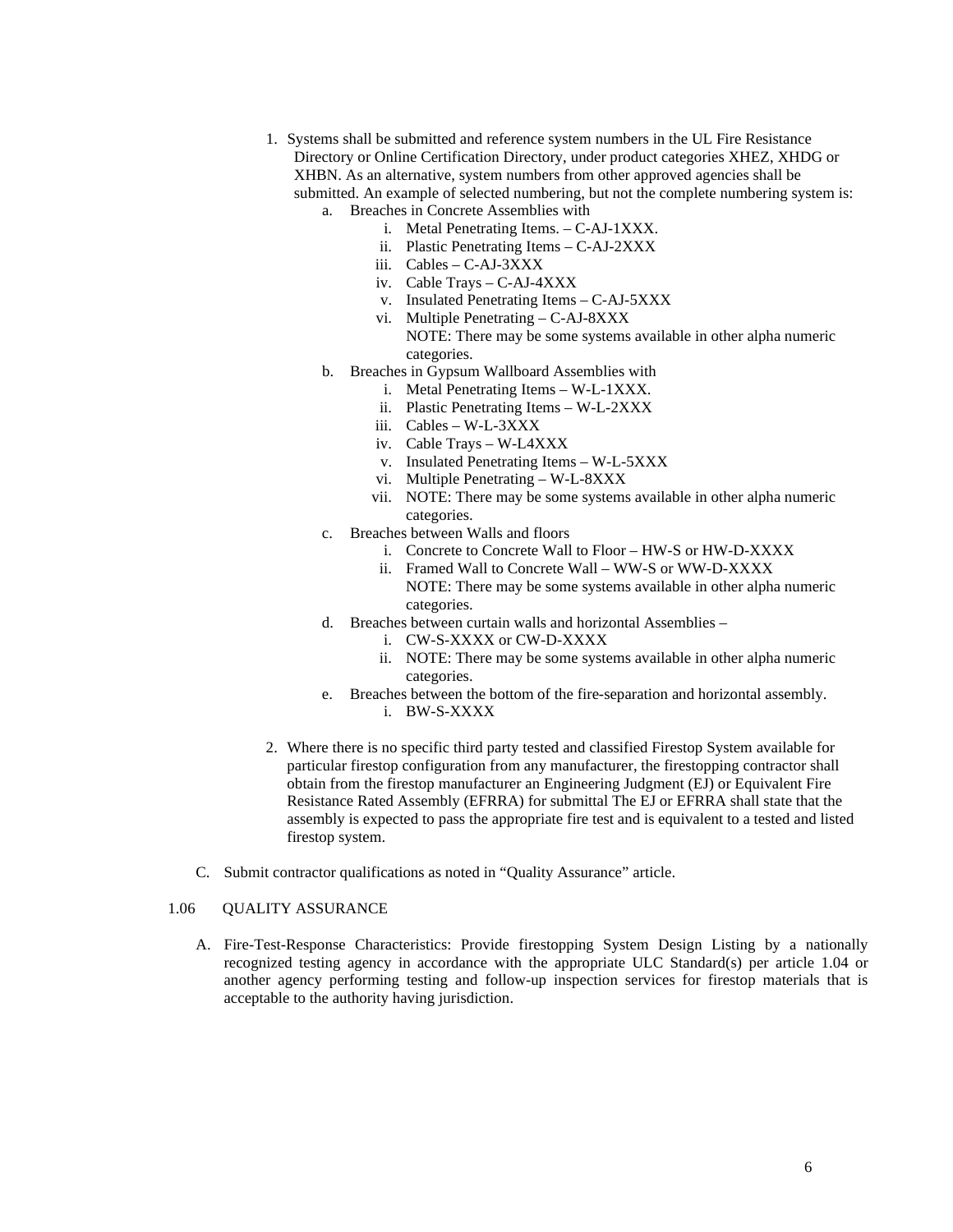1. Systems shall be submitted and reference system numbers in the UL Fire Resistance Directory or Online Certification Directory, under product categories XHEZ, XHDG or XHBN. As an alternative, system numbers from other approved agencies shall be submitted. An example of selected numbering, but not the complete numbering system is:
    a. Breaches in Concrete Assemblies with
        i. Metal Penetrating Items. – C-AJ-1XXX.
        ii. Plastic Penetrating Items – C-AJ-2XXX
        iii. Cables – C-AJ-3XXX
        iv. Cable Trays – C-AJ-4XXX
        v. Insulated Penetrating Items – C-AJ-5XXX
        vi. Multiple Penetrating – C-AJ-8XXX
        NOTE: There may be some systems available in other alpha numeric categories.
    b. Breaches in Gypsum Wallboard Assemblies with
        i. Metal Penetrating Items – W-L-1XXX.
        ii. Plastic Penetrating Items – W-L-2XXX
        iii. Cables – W-L-3XXX
        iv. Cable Trays – W-L4XXX
        v. Insulated Penetrating Items – W-L-5XXX
        vi. Multiple Penetrating – W-L-8XXX
        vii. NOTE: There may be some systems available in other alpha numeric categories.
    c. Breaches between Walls and floors
        i. Concrete to Concrete Wall to Floor – HW-S or HW-D-XXXX
        ii. Framed Wall to Concrete Wall – WW-S or WW-D-XXXX
        NOTE: There may be some systems available in other alpha numeric categories.
    d. Breaches between curtain walls and horizontal Assemblies –
        i. CW-S-XXXX or CW-D-XXXX
        ii. NOTE: There may be some systems available in other alpha numeric categories.
    e. Breaches between the bottom of the fire-separation and horizontal assembly.
        i. BW-S-XXXX

2. Where there is no specific third party tested and classified Firestop System available for particular firestop configuration from any manufacturer, the firestopping contractor shall obtain from the firestop manufacturer an Engineering Judgment (EJ) or Equivalent Fire Resistance Rated Assembly (EFRRA) for submittal The EJ or EFRRA shall state that the assembly is expected to pass the appropriate fire test and is equivalent to a tested and listed firestop system.

C. Submit contractor qualifications as noted in "Quality Assurance" article.

1.06 QUALITY ASSURANCE

A. Fire-Test-Response Characteristics: Provide firestopping System Design Listing by a nationally recognized testing agency in accordance with the appropriate ULC Standard(s) per article 1.04 or another agency performing testing and follow-up inspection services for firestop materials that is acceptable to the authority having jurisdiction.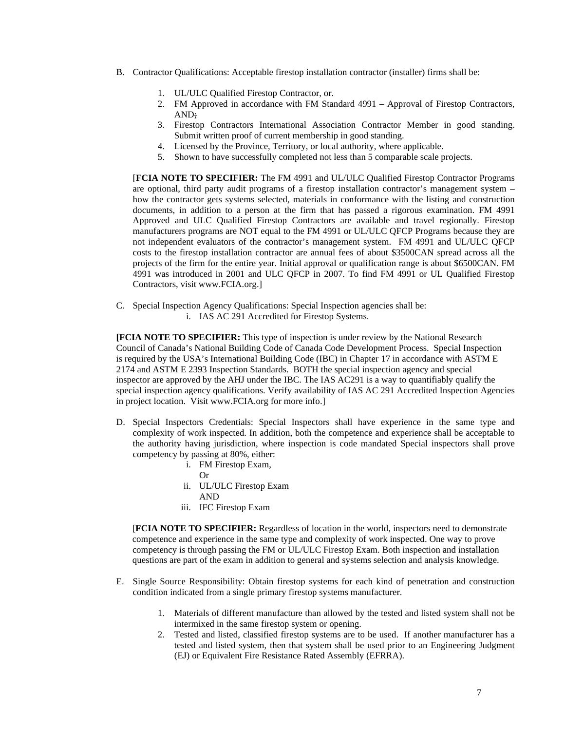B. Contractor Qualifications: Acceptable firestop installation contractor (installer) firms shall be:

   1. UL/ULC Qualified Firestop Contractor, or.
   2. FM Approved in accordance with FM Standard 4991 – Approval of Firestop Contractors, AND~~;~~
   3. Firestop Contractors International Association Contractor Member in good standing. Submit written proof of current membership in good standing.
   4. Licensed by the Province, Territory, or local authority, where applicable.
   5. Shown to have successfully completed not less than 5 comparable scale projects.

   [**FCIA NOTE TO SPECIFIER:** The FM 4991 and UL/ULC Qualified Firestop Contractor Programs are optional, third party audit programs of a firestop installation contractor's management system – how the contractor gets systems selected, materials in conformance with the listing and construction documents, in addition to a person at the firm that has passed a rigorous examination. FM 4991 Approved and ULC Qualified Firestop Contractors are available and travel regionally. Firestop manufacturers programs are NOT equal to the FM 4991 or UL/ULC QFCP Programs because they are not independent evaluators of the contractor's management system. FM 4991 and UL/ULC QFCP costs to the firestop installation contractor are annual fees of about $3500CAN spread across all the projects of the firm for the entire year. Initial approval or qualification range is about $6500CAN. FM 4991 was introduced in 2001 and ULC QFCP in 2007. To find FM 4991 or UL Qualified Firestop Contractors, visit www.FCIA.org.]

C. Special Inspection Agency Qualifications: Special Inspection agencies shall be:

   i. IAS AC 291 Accredited for Firestop Systems.

**[FCIA NOTE TO SPECIFIER:** This type of inspection is under review by the National Research Council of Canada's National Building Code of Canada Code Development Process. Special Inspection is required by the USA's International Building Code (IBC) in Chapter 17 in accordance with ASTM E 2174 and ASTM E 2393 Inspection Standards. BOTH the special inspection agency and special inspector are approved by the AHJ under the IBC. The IAS AC291 is a way to quantifiably qualify the special inspection agency qualifications. Verify availability of IAS AC 291 Accredited Inspection Agencies in project location. Visit www.FCIA.org for more info.]

D. Special Inspectors Credentials: Special Inspectors shall have experience in the same type and complexity of work inspected. In addition, both the competence and experience shall be acceptable to the authority having jurisdiction, where inspection is code mandated Special inspectors shall prove competency by passing at 80%, either:

   i. FM Firestop Exam,
      Or
   ii. UL/ULC Firestop Exam
      AND
   iii. IFC Firestop Exam

   [**FCIA NOTE TO SPECIFIER:** Regardless of location in the world, inspectors need to demonstrate competence and experience in the same type and complexity of work inspected. One way to prove competency is through passing the FM or UL/ULC Firestop Exam. Both inspection and installation questions are part of the exam in addition to general and systems selection and analysis knowledge.

E. Single Source Responsibility: Obtain firestop systems for each kind of penetration and construction condition indicated from a single primary firestop systems manufacturer.

   1. Materials of different manufacture than allowed by the tested and listed system shall not be intermixed in the same firestop system or opening.
   2. Tested and listed, classified firestop systems are to be used. If another manufacturer has a tested and listed system, then that system shall be used prior to an Engineering Judgment (EJ) or Equivalent Fire Resistance Rated Assembly (EFRRA).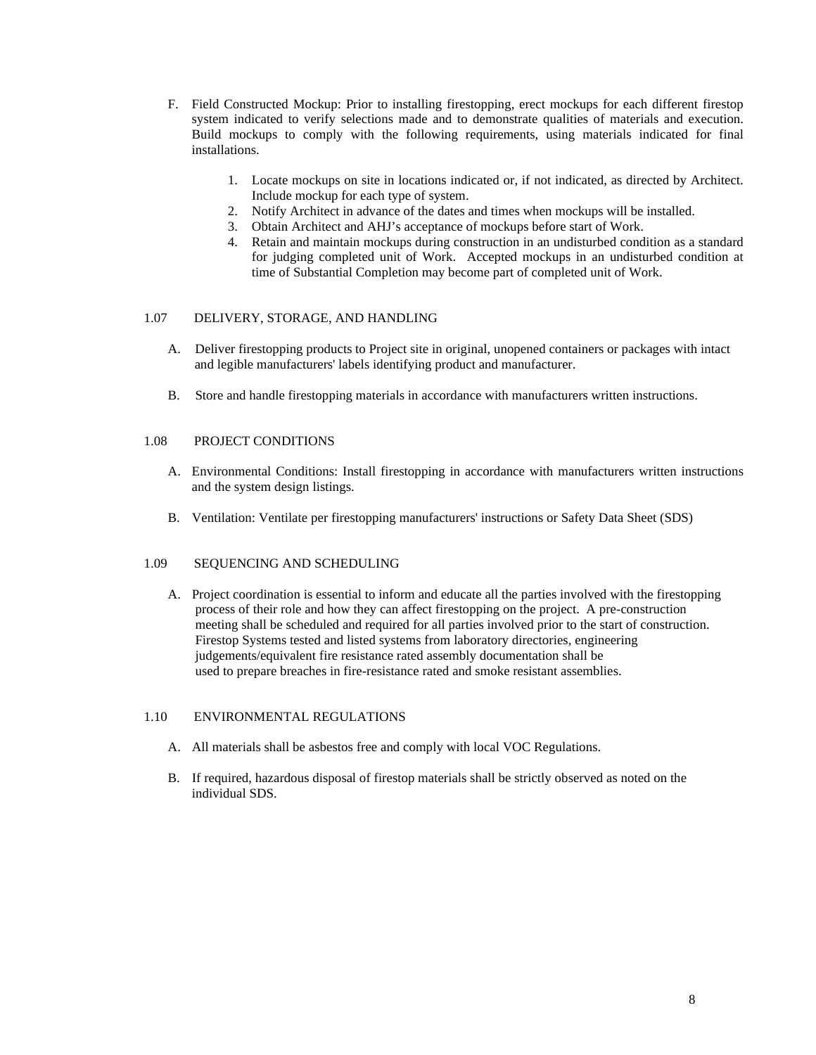F. Field Constructed Mockup: Prior to installing firestopping, erect mockups for each different firestop system indicated to verify selections made and to demonstrate qualities of materials and execution. Build mockups to comply with the following requirements, using materials indicated for final installations.

1. Locate mockups on site in locations indicated or, if not indicated, as directed by Architect. Include mockup for each type of system.
2. Notify Architect in advance of the dates and times when mockups will be installed.
3. Obtain Architect and AHJ's acceptance of mockups before start of Work.
4. Retain and maintain mockups during construction in an undisturbed condition as a standard for judging completed unit of Work. Accepted mockups in an undisturbed condition at time of Substantial Completion may become part of completed unit of Work.

## 1.07 DELIVERY, STORAGE, AND HANDLING

A. Deliver firestopping products to Project site in original, unopened containers or packages with intact and legible manufacturers' labels identifying product and manufacturer.

B. Store and handle firestopping materials in accordance with manufacturers written instructions.

## 1.08 PROJECT CONDITIONS

A. Environmental Conditions: Install firestopping in accordance with manufacturers written instructions and the system design listings.

B. Ventilation: Ventilate per firestopping manufacturers' instructions or Safety Data Sheet (SDS)

## 1.09 SEQUENCING AND SCHEDULING

A. Project coordination is essential to inform and educate all the parties involved with the firestopping process of their role and how they can affect firestopping on the project. A pre-construction meeting shall be scheduled and required for all parties involved prior to the start of construction. Firestop Systems tested and listed systems from laboratory directories, engineering judgements/equivalent fire resistance rated assembly documentation shall be used to prepare breaches in fire-resistance rated and smoke resistant assemblies.

## 1.10 ENVIRONMENTAL REGULATIONS

A. All materials shall be asbestos free and comply with local VOC Regulations.

B. If required, hazardous disposal of firestop materials shall be strictly observed as noted on the individual SDS.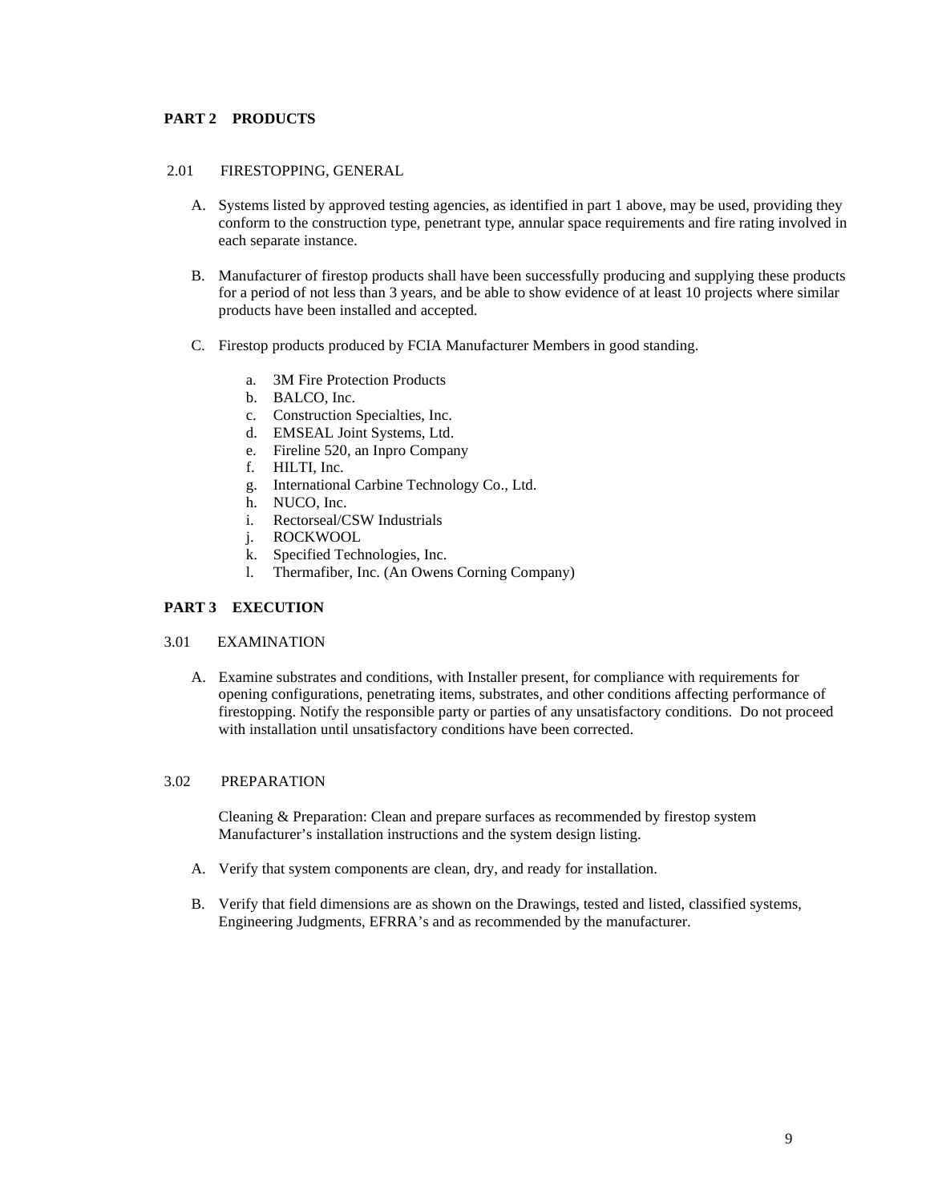## PART 2 PRODUCTS

### 2.01 FIRESTOPPING, GENERAL

A. Systems listed by approved testing agencies, as identified in part 1 above, may be used, providing they conform to the construction type, penetrant type, annular space requirements and fire rating involved in each separate instance.

B. Manufacturer of firestop products shall have been successfully producing and supplying these products for a period of not less than 3 years, and be able to show evidence of at least 10 projects where similar products have been installed and accepted.

C. Firestop products produced by FCIA Manufacturer Members in good standing.

   a. 3M Fire Protection Products
   b. BALCO, Inc.
   c. Construction Specialties, Inc.
   d. EMSEAL Joint Systems, Ltd.
   e. Fireline 520, an Inpro Company
   f. HILTI, Inc.
   g. International Carbine Technology Co., Ltd.
   h. NUCO, Inc.
   i. Rectorseal/CSW Industrials
   j. ROCKWOOL
   k. Specified Technologies, Inc.
   l. Thermafiber, Inc. (An Owens Corning Company)

## PART 3 EXECUTION

### 3.01 EXAMINATION

A. Examine substrates and conditions, with Installer present, for compliance with requirements for opening configurations, penetrating items, substrates, and other conditions affecting performance of firestopping. Notify the responsible party or parties of any unsatisfactory conditions. Do not proceed with installation until unsatisfactory conditions have been corrected.

### 3.02 PREPARATION

Cleaning & Preparation: Clean and prepare surfaces as recommended by firestop system Manufacturer's installation instructions and the system design listing.

A. Verify that system components are clean, dry, and ready for installation.

B. Verify that field dimensions are as shown on the Drawings, tested and listed, classified systems, Engineering Judgments, EFRRA's and as recommended by the manufacturer.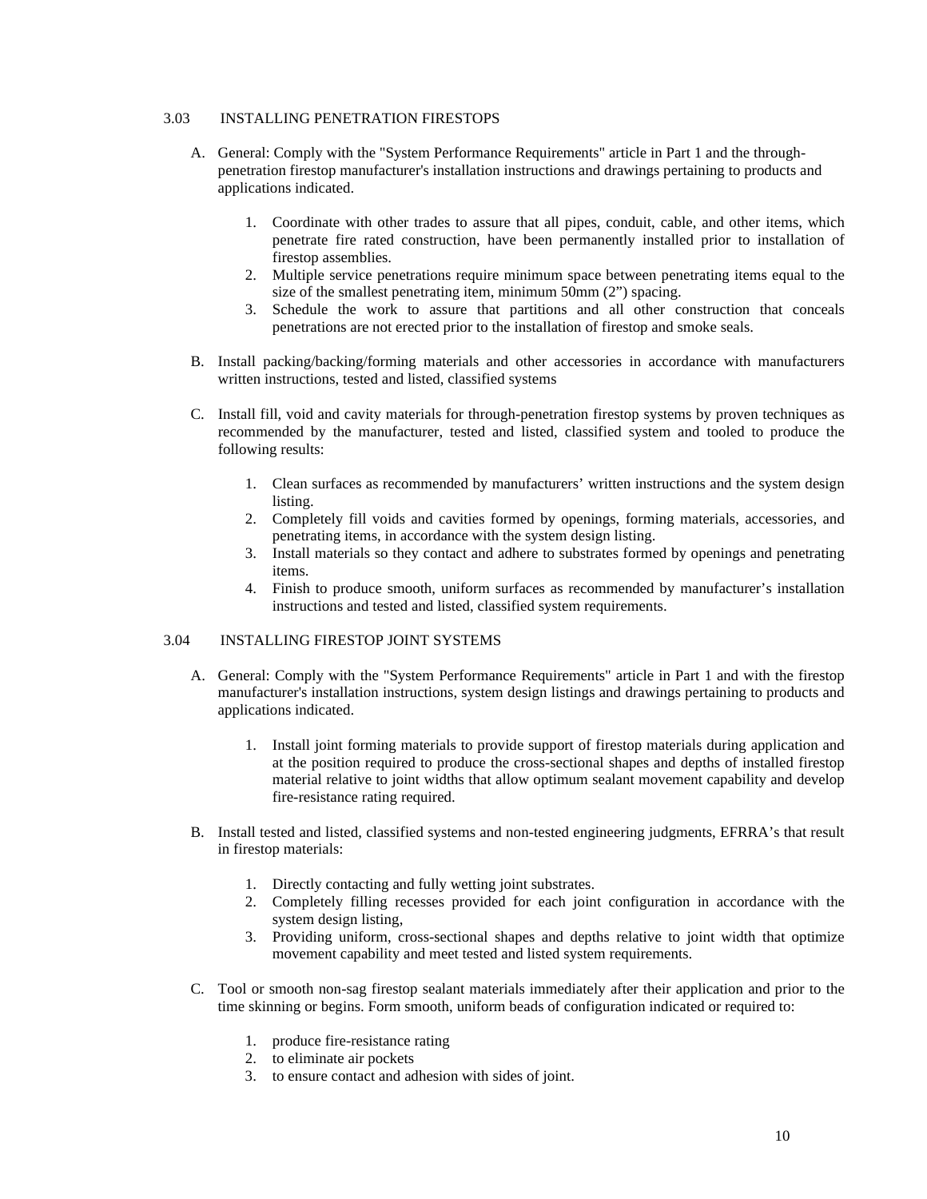3.03 INSTALLING PENETRATION FIRESTOPS

A. General: Comply with the "System Performance Requirements" article in Part 1 and the through-penetration firestop manufacturer's installation instructions and drawings pertaining to products and applications indicated.

   1. Coordinate with other trades to assure that all pipes, conduit, cable, and other items, which penetrate fire rated construction, have been permanently installed prior to installation of firestop assemblies.
   2. Multiple service penetrations require minimum space between penetrating items equal to the size of the smallest penetrating item, minimum 50mm (2") spacing.
   3. Schedule the work to assure that partitions and all other construction that conceals penetrations are not erected prior to the installation of firestop and smoke seals.

B. Install packing/backing/forming materials and other accessories in accordance with manufacturers written instructions, tested and listed, classified systems

C. Install fill, void and cavity materials for through-penetration firestop systems by proven techniques as recommended by the manufacturer, tested and listed, classified system and tooled to produce the following results:

   1. Clean surfaces as recommended by manufacturers' written instructions and the system design listing.
   2. Completely fill voids and cavities formed by openings, forming materials, accessories, and penetrating items, in accordance with the system design listing.
   3. Install materials so they contact and adhere to substrates formed by openings and penetrating items.
   4. Finish to produce smooth, uniform surfaces as recommended by manufacturer's installation instructions and tested and listed, classified system requirements.

3.04 INSTALLING FIRESTOP JOINT SYSTEMS

A. General: Comply with the "System Performance Requirements" article in Part 1 and with the firestop manufacturer's installation instructions, system design listings and drawings pertaining to products and applications indicated.

   1. Install joint forming materials to provide support of firestop materials during application and at the position required to produce the cross-sectional shapes and depths of installed firestop material relative to joint widths that allow optimum sealant movement capability and develop fire-resistance rating required.

B. Install tested and listed, classified systems and non-tested engineering judgments, EFRRA's that result in firestop materials:

   1. Directly contacting and fully wetting joint substrates.
   2. Completely filling recesses provided for each joint configuration in accordance with the system design listing,
   3. Providing uniform, cross-sectional shapes and depths relative to joint width that optimize movement capability and meet tested and listed system requirements.

C. Tool or smooth non-sag firestop sealant materials immediately after their application and prior to the time skinning or begins. Form smooth, uniform beads of configuration indicated or required to:

   1. produce fire-resistance rating
   2. to eliminate air pockets
   3. to ensure contact and adhesion with sides of joint.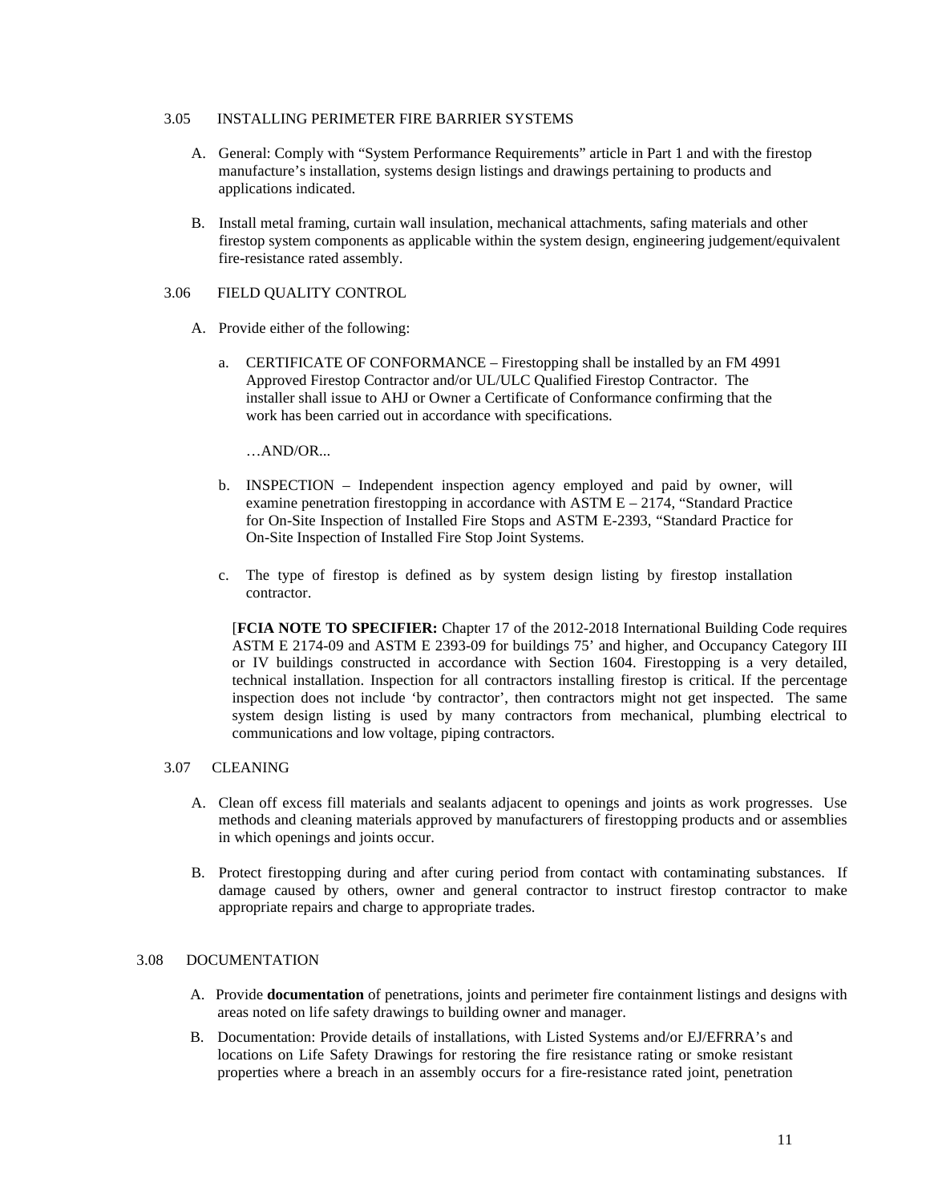3.05 INSTALLING PERIMETER FIRE BARRIER SYSTEMS

A. General: Comply with "System Performance Requirements" article in Part 1 and with the firestop manufacture's installation, systems design listings and drawings pertaining to products and applications indicated.

B. Install metal framing, curtain wall insulation, mechanical attachments, safing materials and other firestop system components as applicable within the system design, engineering judgement/equivalent fire-resistance rated assembly.

3.06 FIELD QUALITY CONTROL

A. Provide either of the following:

a. CERTIFICATE OF CONFORMANCE – Firestopping shall be installed by an FM 4991 Approved Firestop Contractor and/or UL/ULC Qualified Firestop Contractor. The installer shall issue to AHJ or Owner a Certificate of Conformance confirming that the work has been carried out in accordance with specifications.

…AND/OR...

b. INSPECTION – Independent inspection agency employed and paid by owner, will examine penetration firestopping in accordance with ASTM E – 2174, "Standard Practice for On-Site Inspection of Installed Fire Stops and ASTM E-2393, "Standard Practice for On-Site Inspection of Installed Fire Stop Joint Systems.

c. The type of firestop is defined as by system design listing by firestop installation contractor.

[**FCIA NOTE TO SPECIFIER:** Chapter 17 of the 2012-2018 International Building Code requires ASTM E 2174-09 and ASTM E 2393-09 for buildings 75' and higher, and Occupancy Category III or IV buildings constructed in accordance with Section 1604. Firestopping is a very detailed, technical installation. Inspection for all contractors installing firestop is critical. If the percentage inspection does not include 'by contractor', then contractors might not get inspected. The same system design listing is used by many contractors from mechanical, plumbing electrical to communications and low voltage, piping contractors.

3.07 CLEANING

A. Clean off excess fill materials and sealants adjacent to openings and joints as work progresses. Use methods and cleaning materials approved by manufacturers of firestopping products and or assemblies in which openings and joints occur.

B. Protect firestopping during and after curing period from contact with contaminating substances. If damage caused by others, owner and general contractor to instruct firestop contractor to make appropriate repairs and charge to appropriate trades.

3.08 DOCUMENTATION

A. Provide **documentation** of penetrations, joints and perimeter fire containment listings and designs with areas noted on life safety drawings to building owner and manager.

B. Documentation: Provide details of installations, with Listed Systems and/or EJ/EFRRA's and locations on Life Safety Drawings for restoring the fire resistance rating or smoke resistant properties where a breach in an assembly occurs for a fire-resistance rated joint, penetration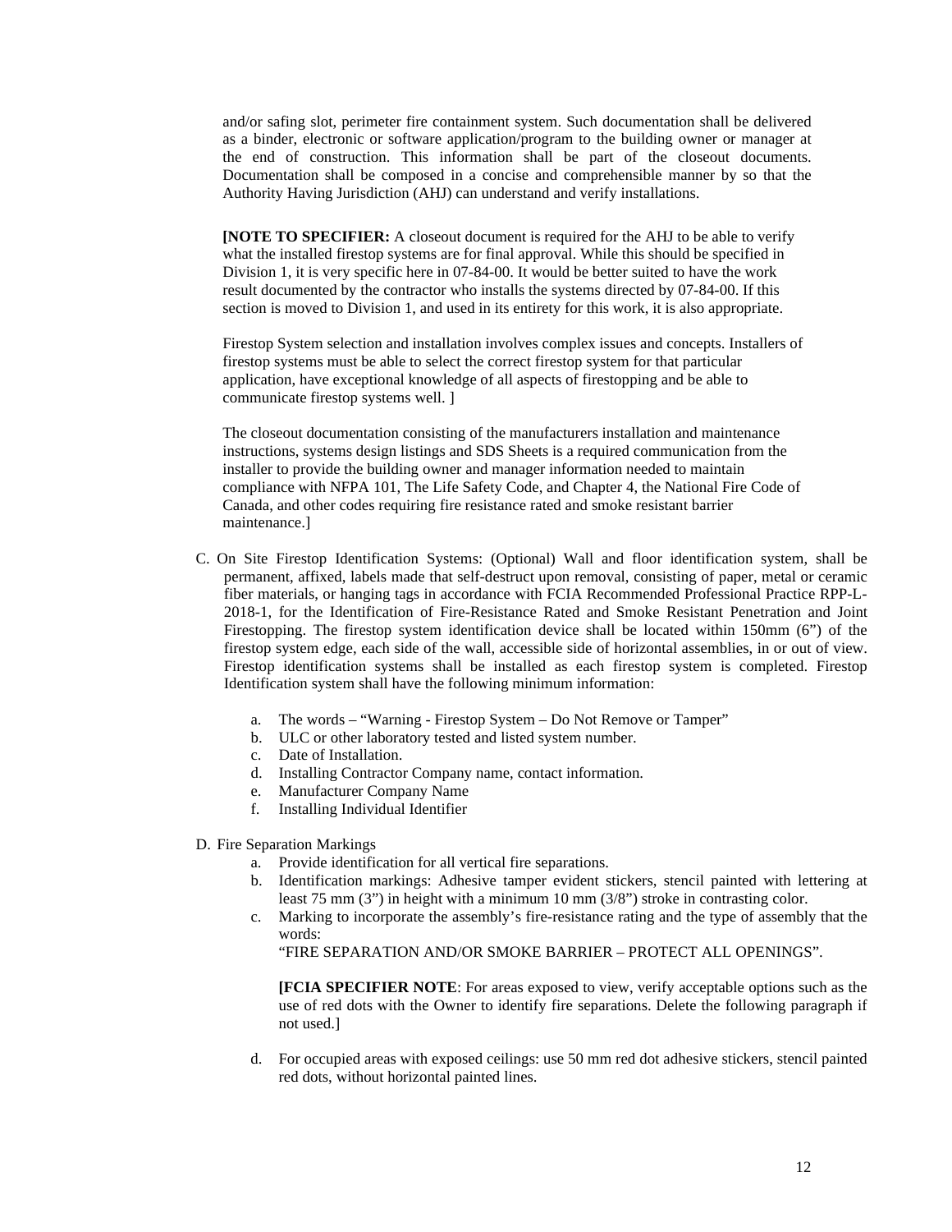and/or safing slot, perimeter fire containment system. Such documentation shall be delivered as a binder, electronic or software application/program to the building owner or manager at the end of construction. This information shall be part of the closeout documents. Documentation shall be composed in a concise and comprehensible manner by so that the Authority Having Jurisdiction (AHJ) can understand and verify installations.

**[NOTE TO SPECIFIER:** A closeout document is required for the AHJ to be able to verify what the installed firestop systems are for final approval. While this should be specified in Division 1, it is very specific here in 07-84-00. It would be better suited to have the work result documented by the contractor who installs the systems directed by 07-84-00. If this section is moved to Division 1, and used in its entirety for this work, it is also appropriate.

Firestop System selection and installation involves complex issues and concepts. Installers of firestop systems must be able to select the correct firestop system for that particular application, have exceptional knowledge of all aspects of firestopping and be able to communicate firestop systems well. ]

The closeout documentation consisting of the manufacturers installation and maintenance instructions, systems design listings and SDS Sheets is a required communication from the installer to provide the building owner and manager information needed to maintain compliance with NFPA 101, The Life Safety Code, and Chapter 4, the National Fire Code of Canada, and other codes requiring fire resistance rated and smoke resistant barrier maintenance.]

C. On Site Firestop Identification Systems: (Optional) Wall and floor identification system, shall be permanent, affixed, labels made that self-destruct upon removal, consisting of paper, metal or ceramic fiber materials, or hanging tags in accordance with FCIA Recommended Professional Practice RPP-L-2018-1, for the Identification of Fire-Resistance Rated and Smoke Resistant Penetration and Joint Firestopping. The firestop system identification device shall be located within 150mm (6") of the firestop system edge, each side of the wall, accessible side of horizontal assemblies, in or out of view. Firestop identification systems shall be installed as each firestop system is completed. Firestop Identification system shall have the following minimum information:

   a. The words – "Warning - Firestop System – Do Not Remove or Tamper"
   b. ULC or other laboratory tested and listed system number.
   c. Date of Installation.
   d. Installing Contractor Company name, contact information.
   e. Manufacturer Company Name
   f. Installing Individual Identifier

D. Fire Separation Markings

   a. Provide identification for all vertical fire separations.
   b. Identification markings: Adhesive tamper evident stickers, stencil painted with lettering at least 75 mm (3") in height with a minimum 10 mm (3/8") stroke in contrasting color.
   c. Marking to incorporate the assembly's fire-resistance rating and the type of assembly that the words:
      "FIRE SEPARATION AND/OR SMOKE BARRIER – PROTECT ALL OPENINGS".

      **[FCIA SPECIFIER NOTE**: For areas exposed to view, verify acceptable options such as the use of red dots with the Owner to identify fire separations. Delete the following paragraph if not used.]

   d. For occupied areas with exposed ceilings: use 50 mm red dot adhesive stickers, stencil painted red dots, without horizontal painted lines.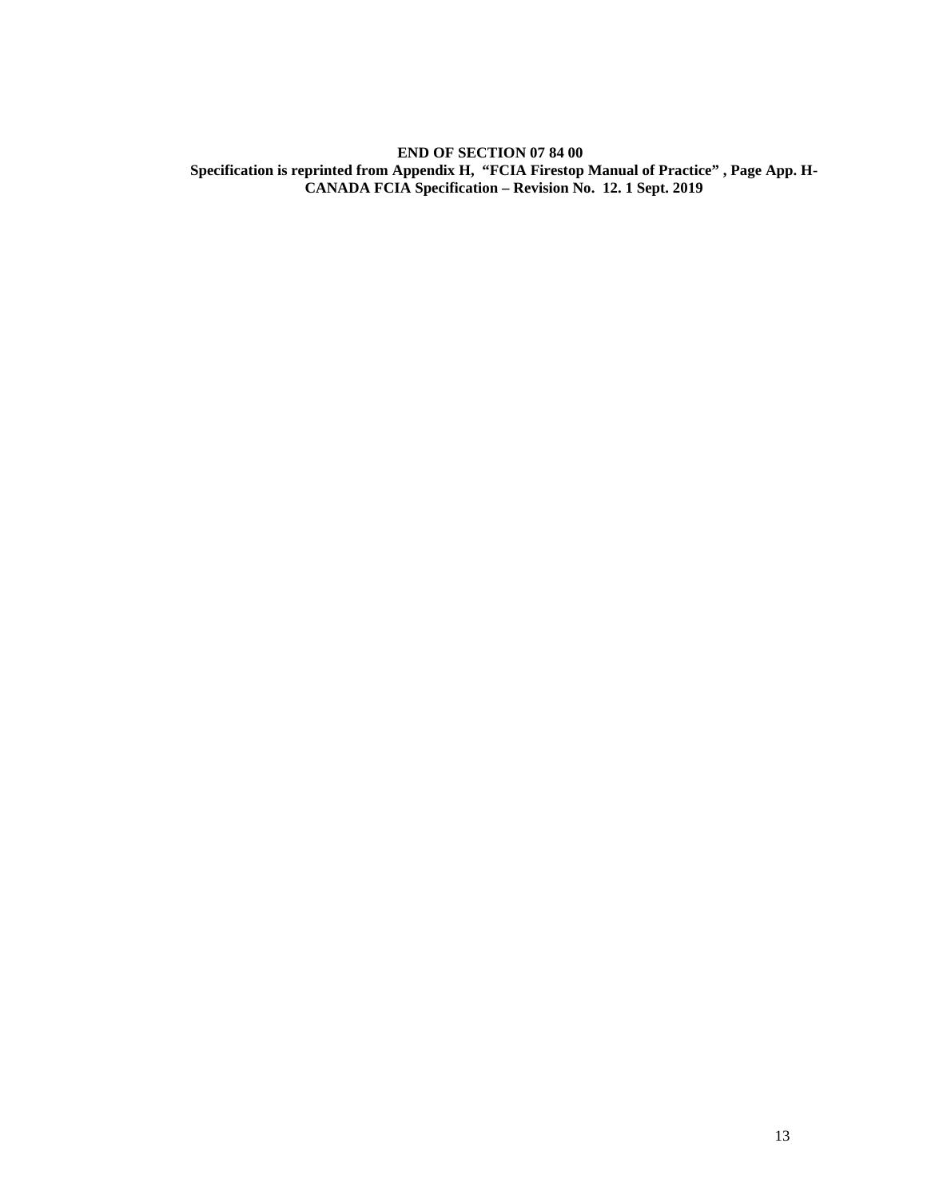**END OF SECTION 07 84 00**

**Specification is reprinted from Appendix H, "FCIA Firestop Manual of Practice" , Page App. H-CANADA FCIA Specification – Revision No. 12. 1 Sept. 2019**